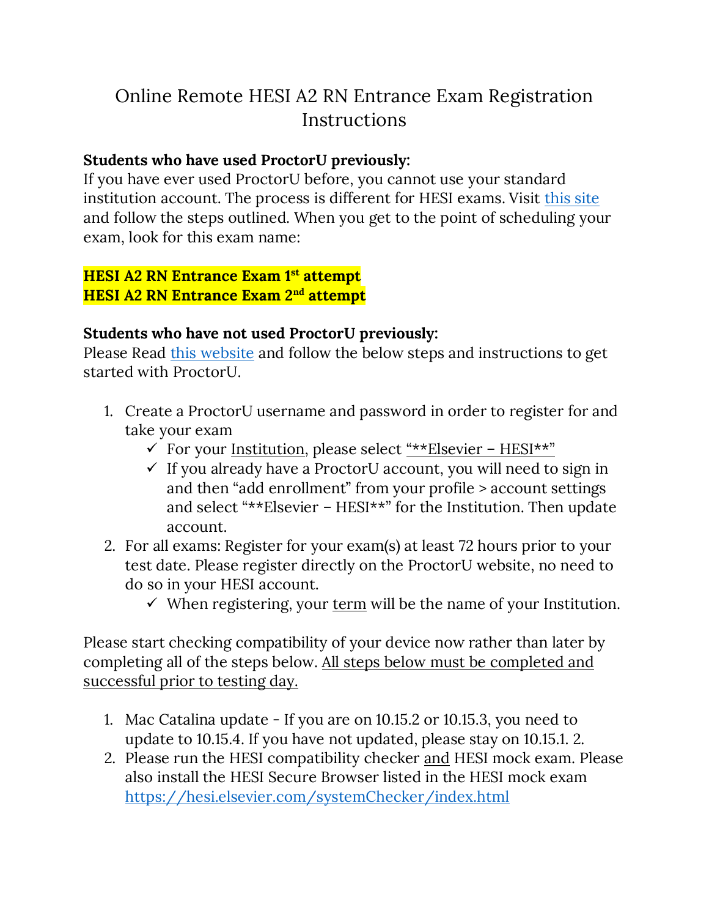# Online Remote HESI A2 RN Entrance Exam Registration Instructions

**Students who have used ProctorU previously:**
If you have ever used ProctorU before, you cannot use your standard institution account. The process is different for HESI exams. Visit this site and follow the steps outlined. When you get to the point of scheduling your exam, look for this exam name:

**HESI A2 RN Entrance Exam 1st attempt**
**HESI A2 RN Entrance Exam 2nd attempt**

**Students who have not used ProctorU previously:**
Please Read this website and follow the below steps and instructions to get started with ProctorU.

1. Create a ProctorU username and password in order to register for and take your exam
   - ✓ For your Institution, please select "**Elsevier – HESI**"
   - ✓ If you already have a ProctorU account, you will need to sign in and then "add enrollment" from your profile > account settings and select "**Elsevier – HESI**" for the Institution. Then update account.
2. For all exams: Register for your exam(s) at least 72 hours prior to your test date. Please register directly on the ProctorU website, no need to do so in your HESI account.
   - ✓ When registering, your term will be the name of your Institution.

Please start checking compatibility of your device now rather than later by completing all of the steps below. All steps below must be completed and successful prior to testing day.

1. Mac Catalina update - If you are on 10.15.2 or 10.15.3, you need to update to 10.15.4. If you have not updated, please stay on 10.15.1. 2.
2. Please run the HESI compatibility checker and HESI mock exam. Please also install the HESI Secure Browser listed in the HESI mock exam https://hesi.elsevier.com/systemChecker/index.html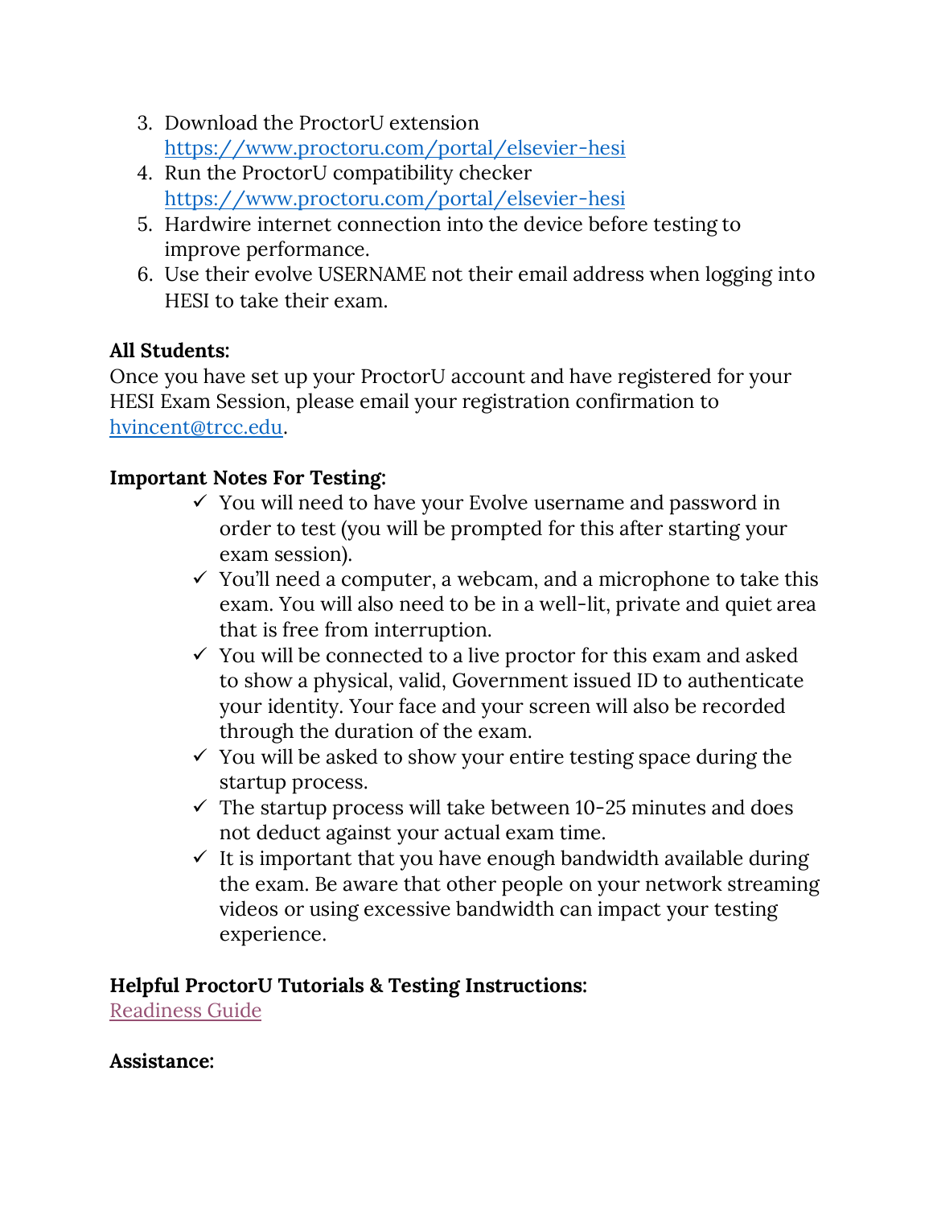3. Download the ProctorU extension [https://www.proctoru.com/portal/elsevier-hesi](https://www.proctoru.com/portal/elsevier-hesi)
4. Run the ProctorU compatibility checker [https://www.proctoru.com/portal/elsevier-hesi](https://www.proctoru.com/portal/elsevier-hesi)
5. Hardwire internet connection into the device before testing to improve performance.
6. Use their evolve USERNAME not their email address when logging into HESI to take their exam.

**All Students:**

Once you have set up your ProctorU account and have registered for your HESI Exam Session, please email your registration confirmation to [hvincent@trcc.edu](mailto:hvincent@trcc.edu).

**Important Notes For Testing:**

- ✓ You will need to have your Evolve username and password in order to test (you will be prompted for this after starting your exam session).
- ✓ You'll need a computer, a webcam, and a microphone to take this exam. You will also need to be in a well-lit, private and quiet area that is free from interruption.
- ✓ You will be connected to a live proctor for this exam and asked to show a physical, valid, Government issued ID to authenticate your identity. Your face and your screen will also be recorded through the duration of the exam.
- ✓ You will be asked to show your entire testing space during the startup process.
- ✓ The startup process will take between 10-25 minutes and does not deduct against your actual exam time.
- ✓ It is important that you have enough bandwidth available during the exam. Be aware that other people on your network streaming videos or using excessive bandwidth can impact your testing experience.

**Helpful ProctorU Tutorials & Testing Instructions:**

Readiness Guide

**Assistance:**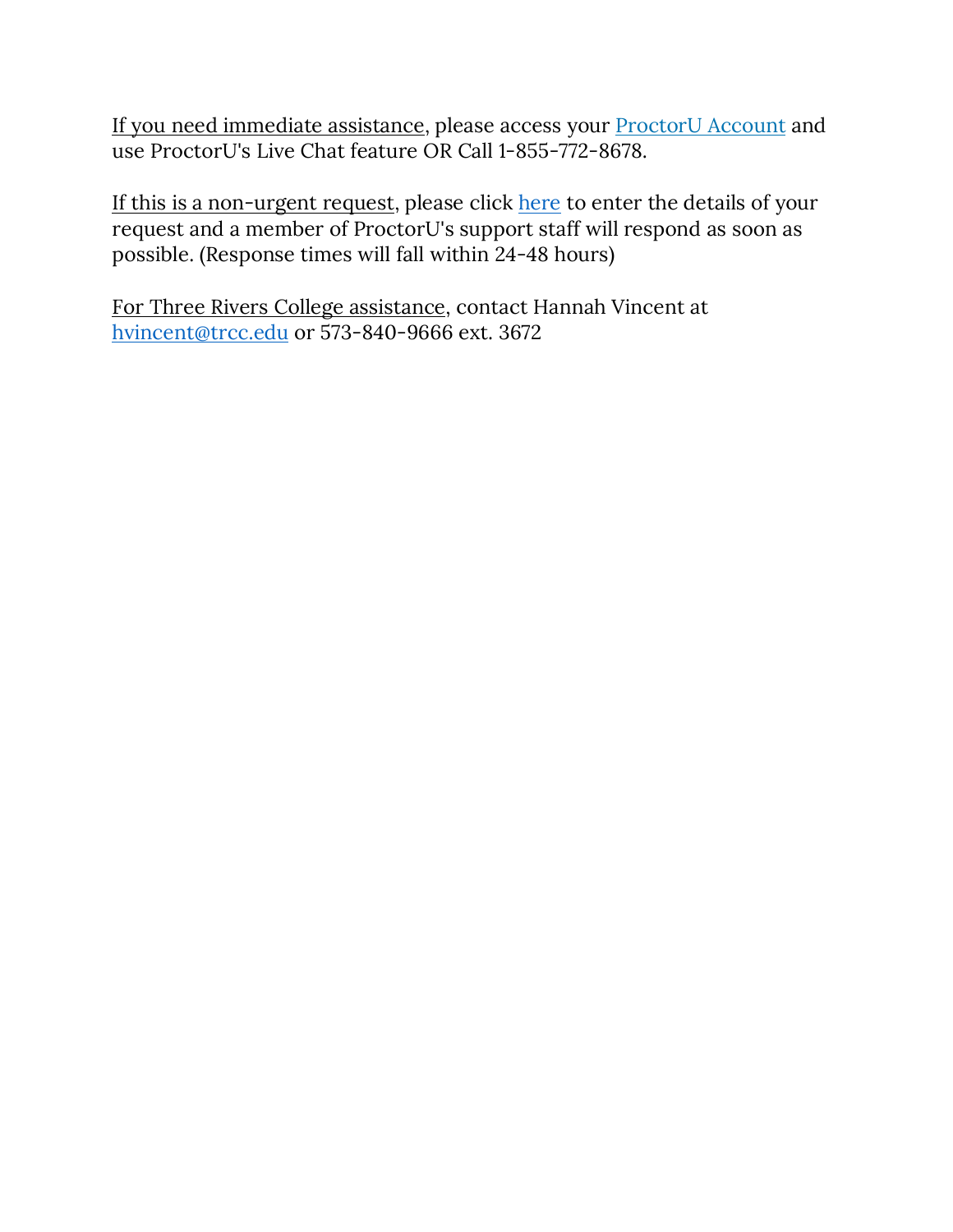<u>If you need immediate assistance</u>, please access your [ProctorU Account]() and use ProctorU's Live Chat feature OR Call 1-855-772-8678.

<u>If this is a non-urgent request</u>, please click [here]() to enter the details of your request and a member of ProctorU's support staff will respond as soon as possible. (Response times will fall within 24-48 hours)

<u>For Three Rivers College assistance</u>, contact Hannah Vincent at [hvincent@trcc.edu](mailto:hvincent@trcc.edu) or 573-840-9666 ext. 3672